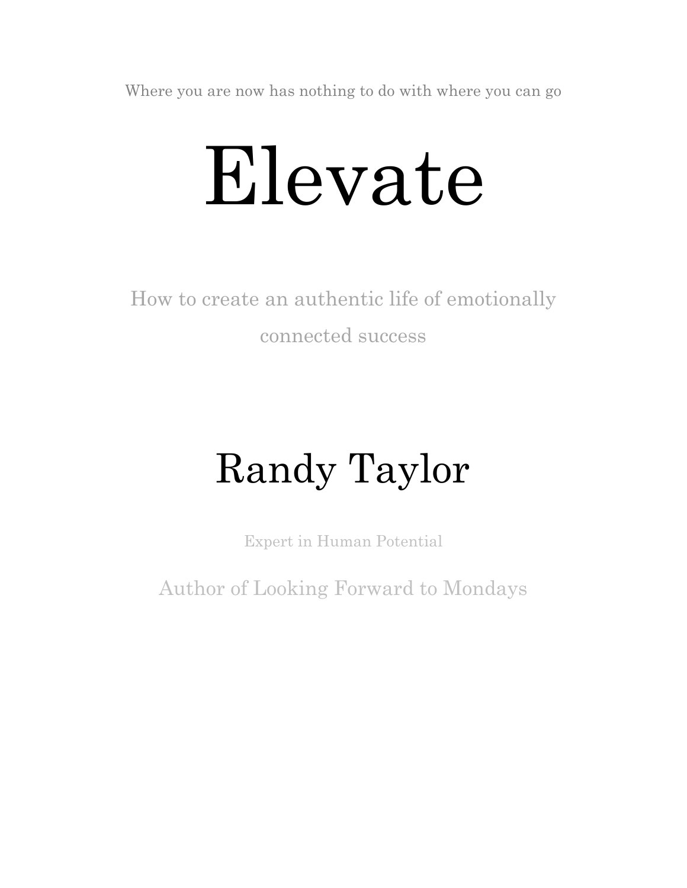Where you are now has nothing to do with where you can go

# Elevate

How to create an authentic life of emotionally connected success

## Randy Taylor

Expert in Human Potential

Author of Looking Forward to Mondays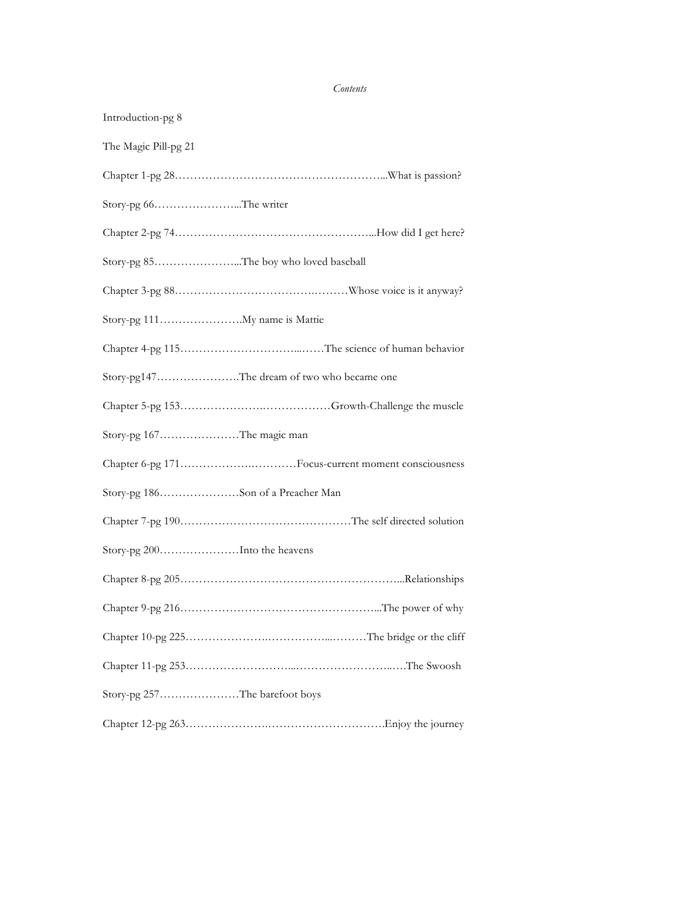*Contents*

Introduction-pg 8

The Magic Pill-pg 21

Chapter 1-pg 28……………………………………………...What is passion?

Story-pg 66…………………...The writer

Chapter 2-pg 74……………………………………………...How did I get here?

Story-pg 85…………………...The boy who loved baseball

Chapter 3-pg 88………………………………..………Whose voice is it anyway?

Story-pg 111…………………..My name is Mattie

Chapter 4-pg 115…………………………...……The science of human behavior

Story-pg147………………….The dream of two who became one

Chapter 5-pg 153………………….………………Growth-Challenge the muscle

Story-pg 167…………………The magic man

Chapter 6-pg 171…………….…………Focus-current moment consciousness

Story-pg 186…………………Son of a Preacher Man

Chapter 7-pg 190………………………………………The self directed solution

Story-pg 200…………………Into the heavens

Chapter 8-pg 205…………………………………………………...Relationships

Chapter 9-pg 216……………………………………………...The power of why

Chapter 10-pg 225………………….……………...………The bridge or the cliff

Chapter 11-pg 253………………………...……………………..….The Swoosh

Story-pg 257…………………The barefoot boys

Chapter 12-pg 263………………….………………………….Enjoy the journey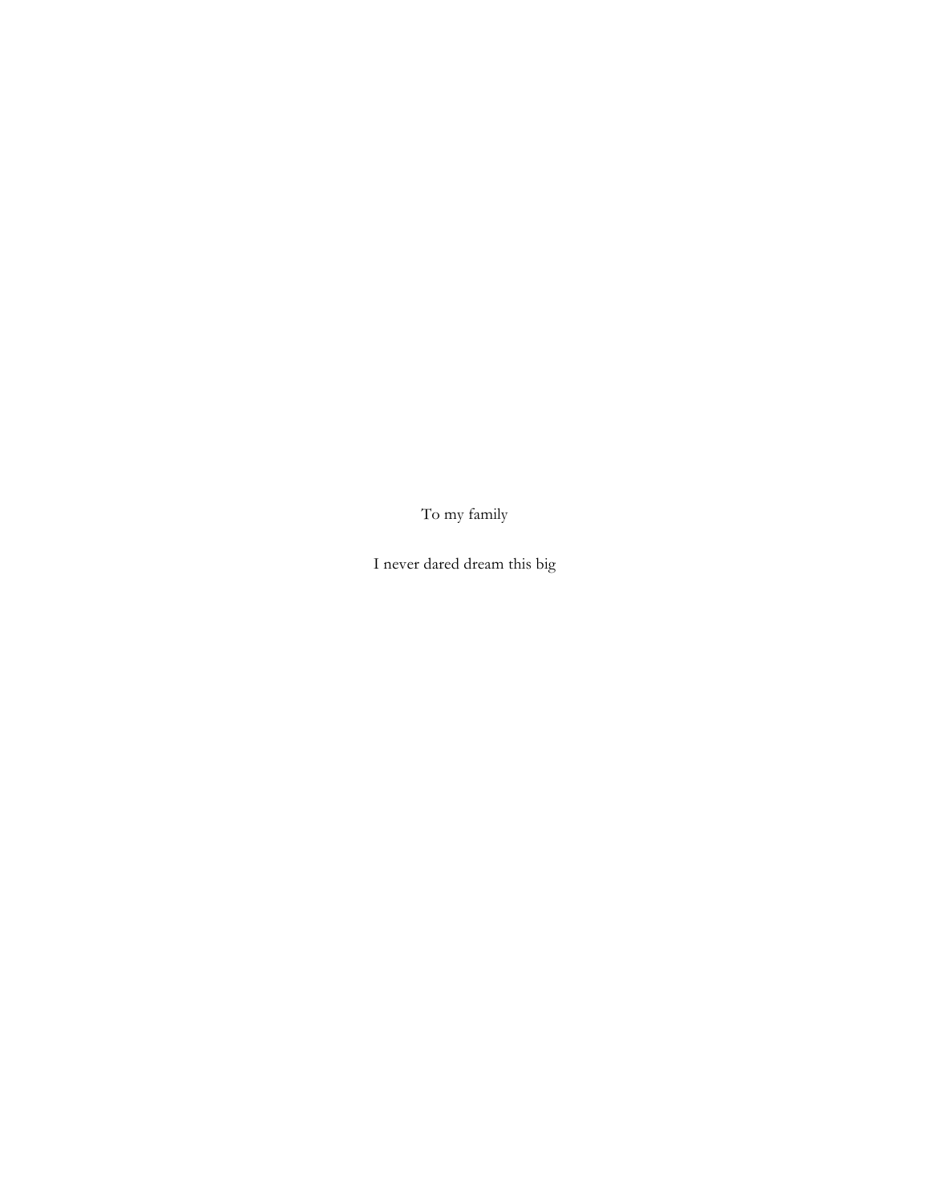To my family

I never dared dream this big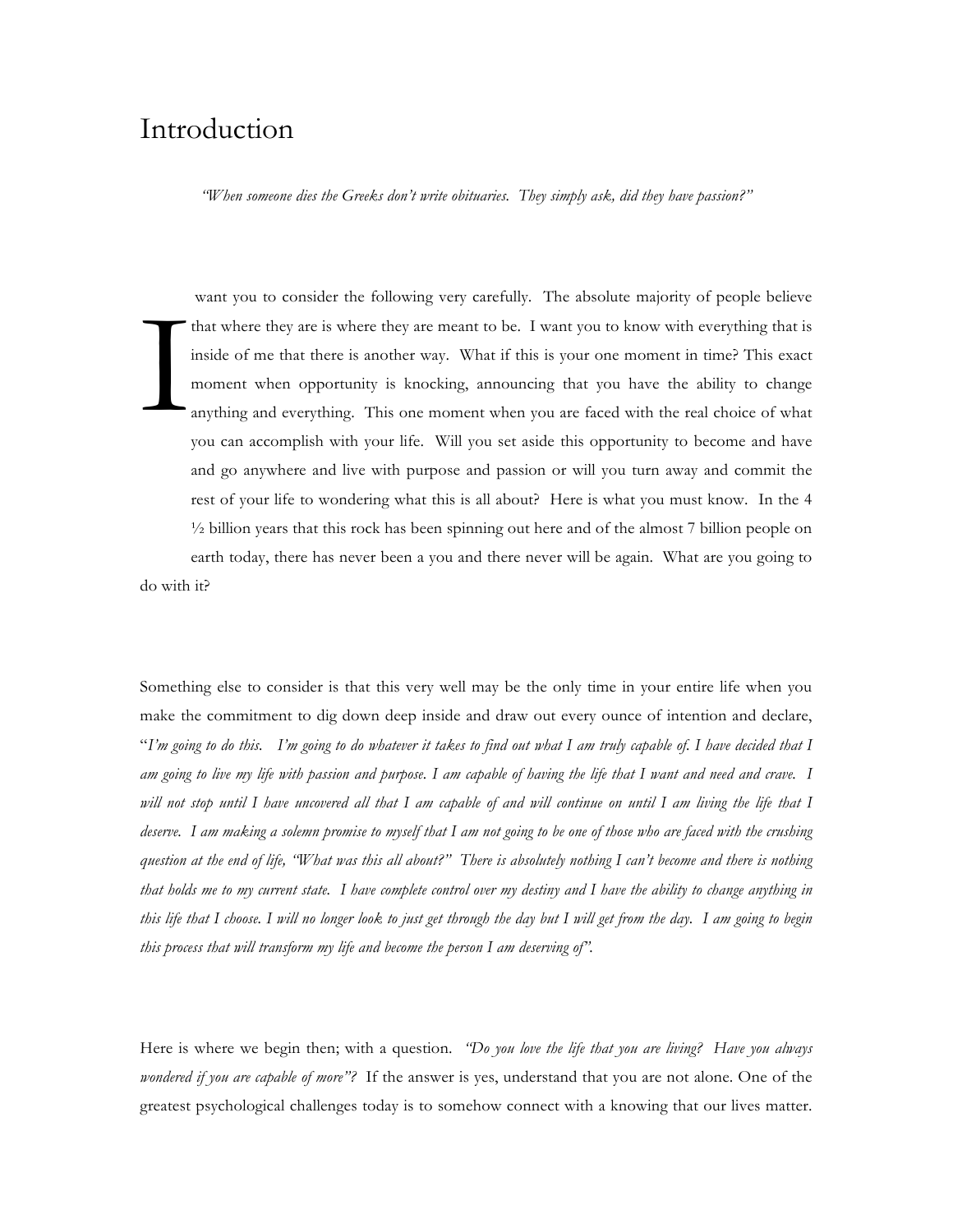# Introduction

*"When someone dies the Greeks don't write obituaries. They simply ask, did they have passion?"*

I want you to consider the following very carefully. The absolute majority of people believe that where they are is where they are meant to be. I want you to know with everything that is inside of me that there is another way. What if this is your one moment in time? This exact moment when opportunity is knocking, announcing that you have the ability to change anything and everything. This one moment when you are faced with the real choice of what you can accomplish with your life. Will you set aside this opportunity to become and have and go anywhere and live with purpose and passion or will you turn away and commit the rest of your life to wondering what this is all about? Here is what you must know. In the 4 ½ billion years that this rock has been spinning out here and of the almost 7 billion people on earth today, there has never been a you and there never will be again. What are you going to do with it?

Something else to consider is that this very well may be the only time in your entire life when you make the commitment to dig down deep inside and draw out every ounce of intention and declare, "*I'm going to do this. I'm going to do whatever it takes to find out what I am truly capable of. I have decided that I am going to live my life with passion and purpose. I am capable of having the life that I want and need and crave. I will not stop until I have uncovered all that I am capable of and will continue on until I am living the life that I deserve. I am making a solemn promise to myself that I am not going to be one of those who are faced with the crushing question at the end of life, "What was this all about?" There is absolutely nothing I can't become and there is nothing that holds me to my current state. I have complete control over my destiny and I have the ability to change anything in this life that I choose. I will no longer look to just get through the day but I will get from the day. I am going to begin this process that will transform my life and become the person I am deserving of*".

Here is where we begin then; with a question. *"Do you love the life that you are living? Have you always wondered if you are capable of more"?* If the answer is yes, understand that you are not alone. One of the greatest psychological challenges today is to somehow connect with a knowing that our lives matter.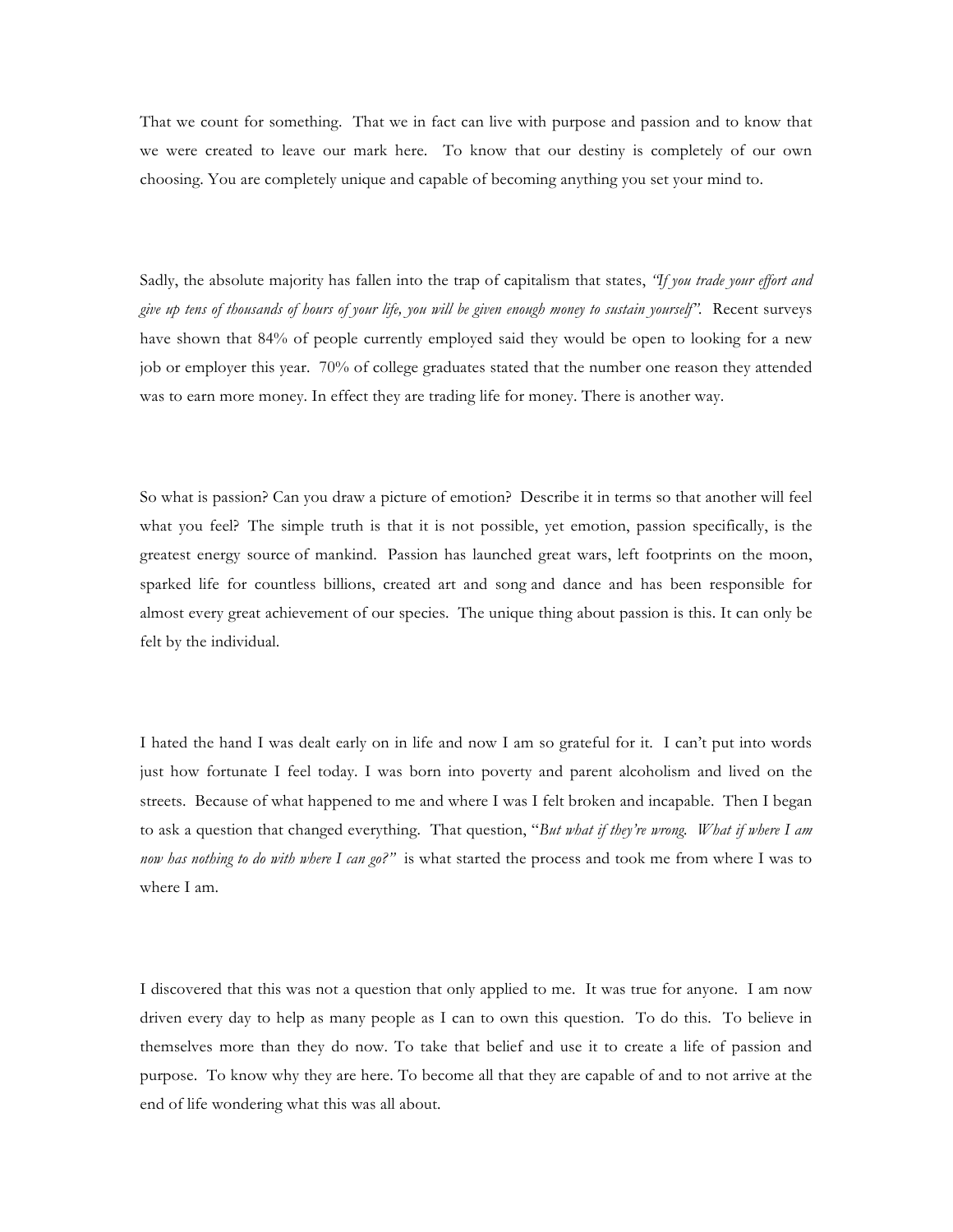That we count for something. That we in fact can live with purpose and passion and to know that we were created to leave our mark here. To know that our destiny is completely of our own choosing. You are completely unique and capable of becoming anything you set your mind to.

Sadly, the absolute majority has fallen into the trap of capitalism that states, *"If you trade your effort and give up tens of thousands of hours of your life, you will be given enough money to sustain yourself"*. Recent surveys have shown that 84% of people currently employed said they would be open to looking for a new job or employer this year. 70% of college graduates stated that the number one reason they attended was to earn more money. In effect they are trading life for money. There is another way.

So what is passion? Can you draw a picture of emotion? Describe it in terms so that another will feel what you feel? The simple truth is that it is not possible, yet emotion, passion specifically, is the greatest energy source of mankind. Passion has launched great wars, left footprints on the moon, sparked life for countless billions, created art and song and dance and has been responsible for almost every great achievement of our species. The unique thing about passion is this. It can only be felt by the individual.

I hated the hand I was dealt early on in life and now I am so grateful for it. I can't put into words just how fortunate I feel today. I was born into poverty and parent alcoholism and lived on the streets. Because of what happened to me and where I was I felt broken and incapable. Then I began to ask a question that changed everything. That question, "*But what if they're wrong. What if where I am now has nothing to do with where I can go?"* is what started the process and took me from where I was to where I am.

I discovered that this was not a question that only applied to me. It was true for anyone. I am now driven every day to help as many people as I can to own this question. To do this. To believe in themselves more than they do now. To take that belief and use it to create a life of passion and purpose. To know why they are here. To become all that they are capable of and to not arrive at the end of life wondering what this was all about.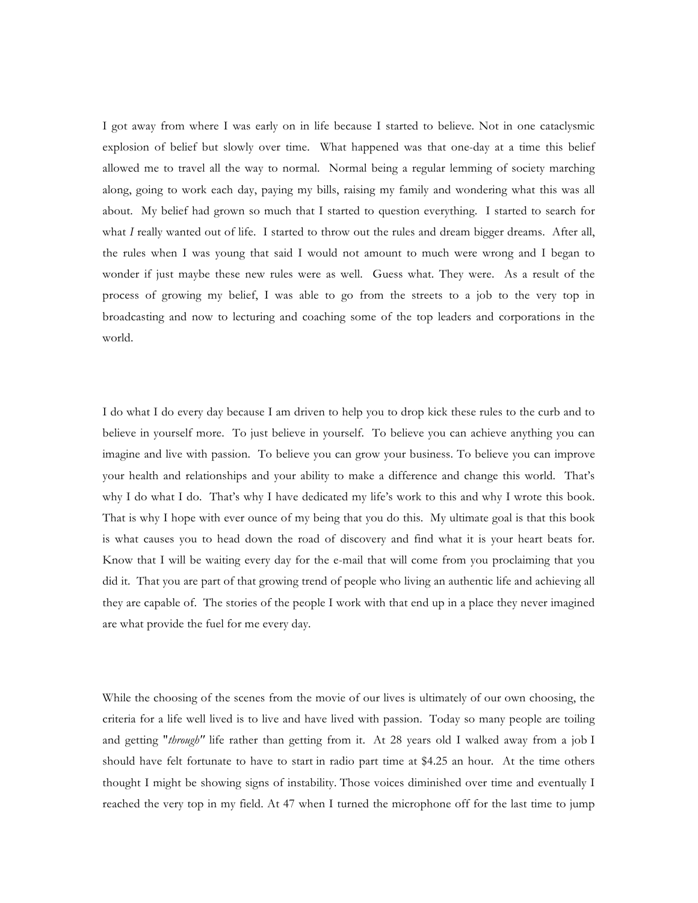I got away from where I was early on in life because I started to believe. Not in one cataclysmic explosion of belief but slowly over time. What happened was that one-day at a time this belief allowed me to travel all the way to normal. Normal being a regular lemming of society marching along, going to work each day, paying my bills, raising my family and wondering what this was all about. My belief had grown so much that I started to question everything. I started to search for what *I* really wanted out of life. I started to throw out the rules and dream bigger dreams. After all, the rules when I was young that said I would not amount to much were wrong and I began to wonder if just maybe these new rules were as well. Guess what. They were. As a result of the process of growing my belief, I was able to go from the streets to a job to the very top in broadcasting and now to lecturing and coaching some of the top leaders and corporations in the world.

I do what I do every day because I am driven to help you to drop kick these rules to the curb and to believe in yourself more. To just believe in yourself. To believe you can achieve anything you can imagine and live with passion. To believe you can grow your business. To believe you can improve your health and relationships and your ability to make a difference and change this world. That's why I do what I do. That's why I have dedicated my life's work to this and why I wrote this book. That is why I hope with ever ounce of my being that you do this. My ultimate goal is that this book is what causes you to head down the road of discovery and find what it is your heart beats for. Know that I will be waiting every day for the e-mail that will come from you proclaiming that you did it. That you are part of that growing trend of people who living an authentic life and achieving all they are capable of. The stories of the people I work with that end up in a place they never imagined are what provide the fuel for me every day.

While the choosing of the scenes from the movie of our lives is ultimately of our own choosing, the criteria for a life well lived is to live and have lived with passion. Today so many people are toiling and getting "*through*" life rather than getting from it. At 28 years old I walked away from a job I should have felt fortunate to have to start in radio part time at $4.25 an hour. At the time others thought I might be showing signs of instability. Those voices diminished over time and eventually I reached the very top in my field. At 47 when I turned the microphone off for the last time to jump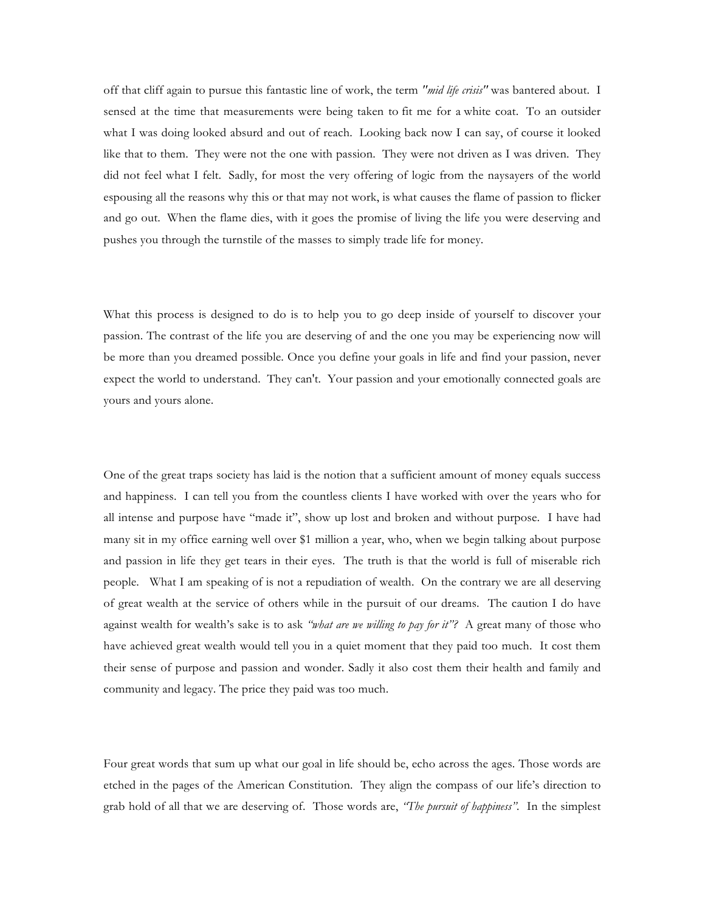off that cliff again to pursue this fantastic line of work, the term *"mid life crisis"* was bantered about. I sensed at the time that measurements were being taken to fit me for a white coat. To an outsider what I was doing looked absurd and out of reach. Looking back now I can say, of course it looked like that to them. They were not the one with passion. They were not driven as I was driven. They did not feel what I felt. Sadly, for most the very offering of logic from the naysayers of the world espousing all the reasons why this or that may not work, is what causes the flame of passion to flicker and go out. When the flame dies, with it goes the promise of living the life you were deserving and pushes you through the turnstile of the masses to simply trade life for money.

What this process is designed to do is to help you to go deep inside of yourself to discover your passion. The contrast of the life you are deserving of and the one you may be experiencing now will be more than you dreamed possible. Once you define your goals in life and find your passion, never expect the world to understand. They can't. Your passion and your emotionally connected goals are yours and yours alone.

One of the great traps society has laid is the notion that a sufficient amount of money equals success and happiness. I can tell you from the countless clients I have worked with over the years who for all intense and purpose have "made it", show up lost and broken and without purpose. I have had many sit in my office earning well over $1 million a year, who, when we begin talking about purpose and passion in life they get tears in their eyes. The truth is that the world is full of miserable rich people. What I am speaking of is not a repudiation of wealth. On the contrary we are all deserving of great wealth at the service of others while in the pursuit of our dreams. The caution I do have against wealth for wealth's sake is to ask *"what are we willing to pay for it"?* A great many of those who have achieved great wealth would tell you in a quiet moment that they paid too much. It cost them their sense of purpose and passion and wonder. Sadly it also cost them their health and family and community and legacy. The price they paid was too much.

Four great words that sum up what our goal in life should be, echo across the ages. Those words are etched in the pages of the American Constitution. They align the compass of our life's direction to grab hold of all that we are deserving of. Those words are, *"The pursuit of happiness"*. In the simplest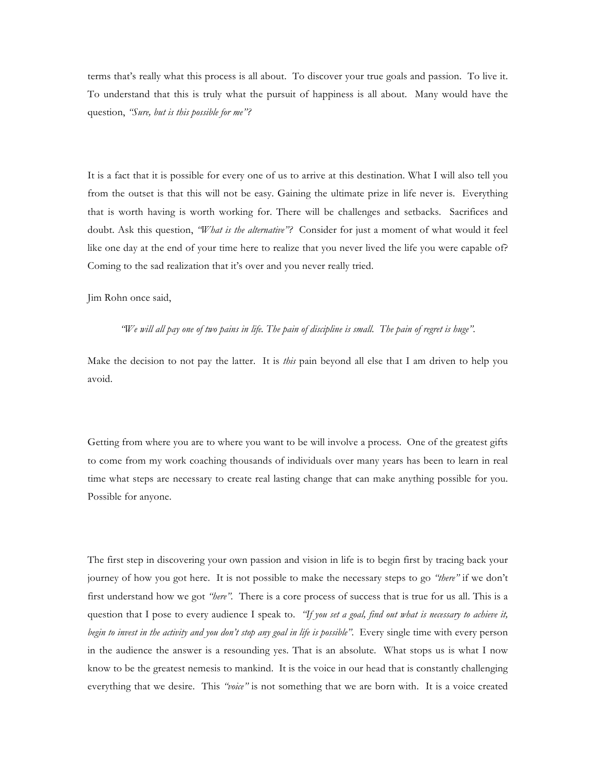terms that's really what this process is all about. To discover your true goals and passion. To live it. To understand that this is truly what the pursuit of happiness is all about. Many would have the question, *"Sure, but is this possible for me"?*

It is a fact that it is possible for every one of us to arrive at this destination. What I will also tell you from the outset is that this will not be easy. Gaining the ultimate prize in life never is. Everything that is worth having is worth working for. There will be challenges and setbacks. Sacrifices and doubt. Ask this question, *"What is the alternative"?* Consider for just a moment of what would it feel like one day at the end of your time here to realize that you never lived the life you were capable of? Coming to the sad realization that it's over and you never really tried.

Jim Rohn once said,

> *"We will all pay one of two pains in life. The pain of discipline is small. The pain of regret is huge".*

Make the decision to not pay the latter. It is *this* pain beyond all else that I am driven to help you avoid.

Getting from where you are to where you want to be will involve a process. One of the greatest gifts to come from my work coaching thousands of individuals over many years has been to learn in real time what steps are necessary to create real lasting change that can make anything possible for you. Possible for anyone.

The first step in discovering your own passion and vision in life is to begin first by tracing back your journey of how you got here. It is not possible to make the necessary steps to go *"there"* if we don't first understand how we got *"here"*. There is a core process of success that is true for us all. This is a question that I pose to every audience I speak to. *"If you set a goal, find out what is necessary to achieve it, begin to invest in the activity and you don't stop any goal in life is possible".* Every single time with every person in the audience the answer is a resounding yes. That is an absolute. What stops us is what I now know to be the greatest nemesis to mankind. It is the voice in our head that is constantly challenging everything that we desire. This *"voice"* is not something that we are born with. It is a voice created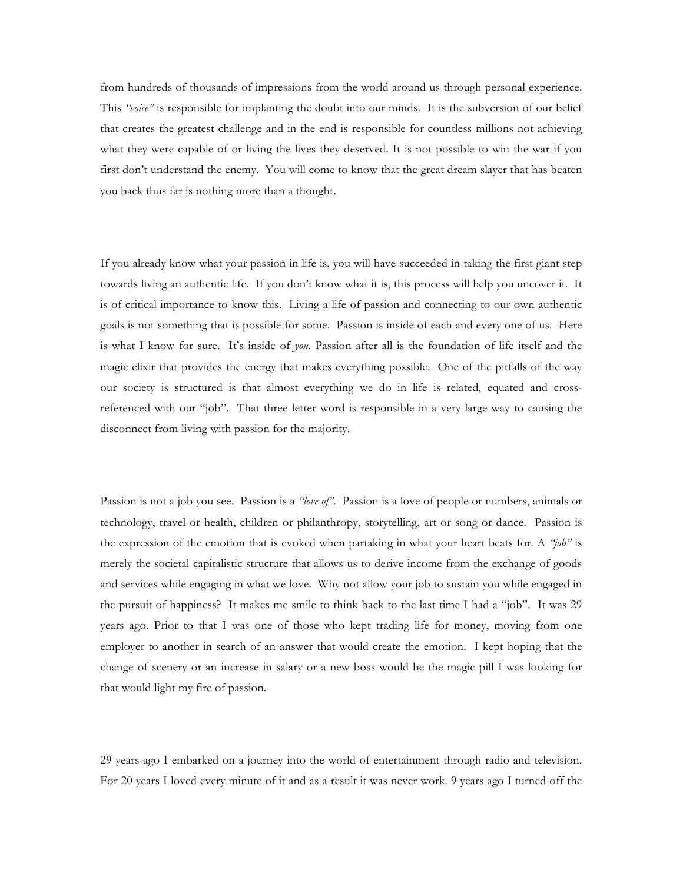from hundreds of thousands of impressions from the world around us through personal experience. This *"voice"* is responsible for implanting the doubt into our minds. It is the subversion of our belief that creates the greatest challenge and in the end is responsible for countless millions not achieving what they were capable of or living the lives they deserved. It is not possible to win the war if you first don't understand the enemy. You will come to know that the great dream slayer that has beaten you back thus far is nothing more than a thought.

If you already know what your passion in life is, you will have succeeded in taking the first giant step towards living an authentic life. If you don't know what it is, this process will help you uncover it. It is of critical importance to know this. Living a life of passion and connecting to our own authentic goals is not something that is possible for some. Passion is inside of each and every one of us. Here is what I know for sure. It's inside of *you*. Passion after all is the foundation of life itself and the magic elixir that provides the energy that makes everything possible. One of the pitfalls of the way our society is structured is that almost everything we do in life is related, equated and cross-referenced with our "job". That three letter word is responsible in a very large way to causing the disconnect from living with passion for the majority.

Passion is not a job you see. Passion is a *"love of"*. Passion is a love of people or numbers, animals or technology, travel or health, children or philanthropy, storytelling, art or song or dance. Passion is the expression of the emotion that is evoked when partaking in what your heart beats for. A *"job"* is merely the societal capitalistic structure that allows us to derive income from the exchange of goods and services while engaging in what we love. Why not allow your job to sustain you while engaged in the pursuit of happiness? It makes me smile to think back to the last time I had a "job". It was 29 years ago. Prior to that I was one of those who kept trading life for money, moving from one employer to another in search of an answer that would create the emotion. I kept hoping that the change of scenery or an increase in salary or a new boss would be the magic pill I was looking for that would light my fire of passion.

29 years ago I embarked on a journey into the world of entertainment through radio and television. For 20 years I loved every minute of it and as a result it was never work. 9 years ago I turned off the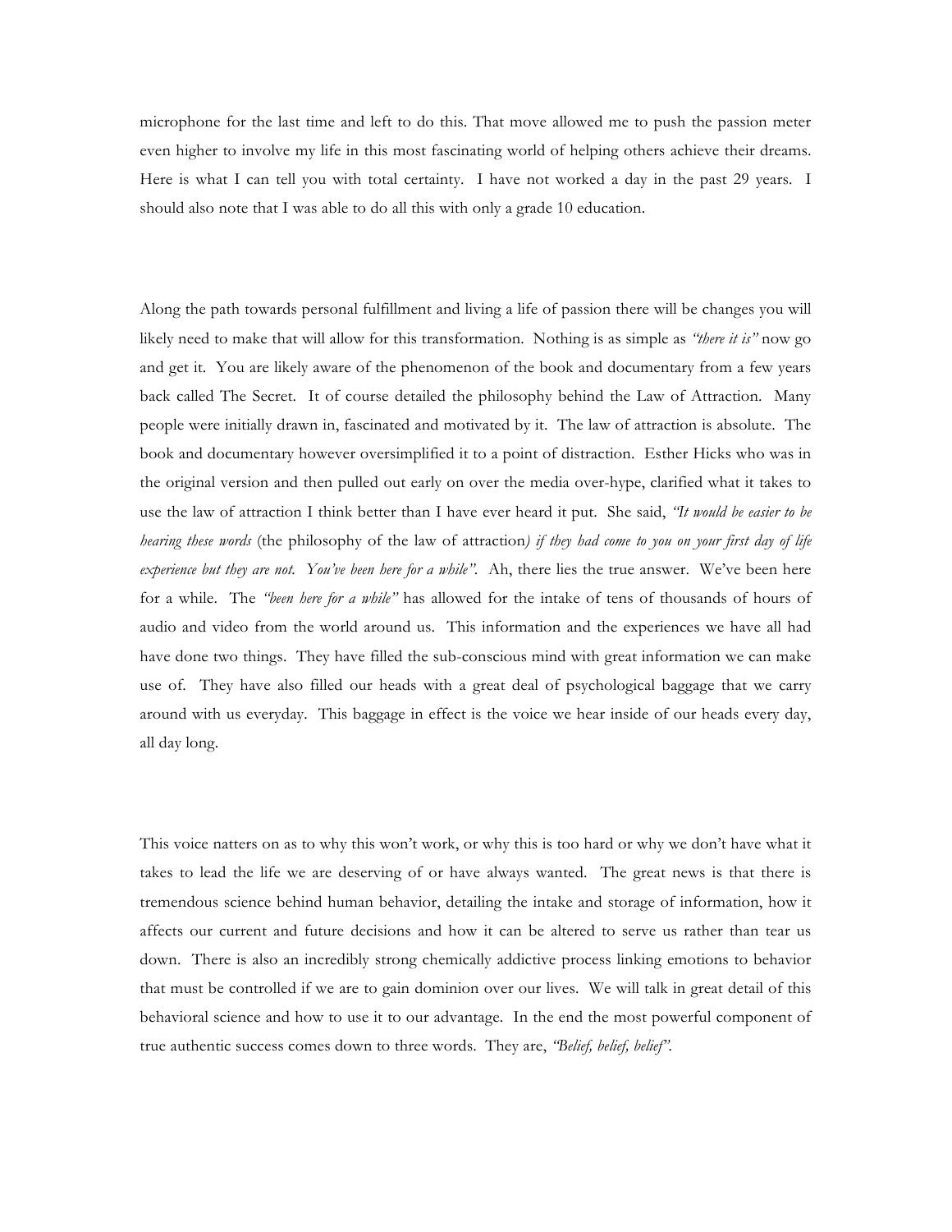microphone for the last time and left to do this. That move allowed me to push the passion meter even higher to involve my life in this most fascinating world of helping others achieve their dreams. Here is what I can tell you with total certainty. I have not worked a day in the past 29 years. I should also note that I was able to do all this with only a grade 10 education.

Along the path towards personal fulfillment and living a life of passion there will be changes you will likely need to make that will allow for this transformation. Nothing is as simple as *"there it is"* now go and get it. You are likely aware of the phenomenon of the book and documentary from a few years back called The Secret. It of course detailed the philosophy behind the Law of Attraction. Many people were initially drawn in, fascinated and motivated by it. The law of attraction is absolute. The book and documentary however oversimplified it to a point of distraction. Esther Hicks who was in the original version and then pulled out early on over the media over-hype, clarified what it takes to use the law of attraction I think better than I have ever heard it put. She said, *"It would be easier to be hearing these words* (the philosophy of the law of attraction*) if they had come to you on your first day of life experience but they are not. You've been here for a while".* Ah, there lies the true answer. We've been here for a while. The *"been here for a while"* has allowed for the intake of tens of thousands of hours of audio and video from the world around us. This information and the experiences we have all had have done two things. They have filled the sub-conscious mind with great information we can make use of. They have also filled our heads with a great deal of psychological baggage that we carry around with us everyday. This baggage in effect is the voice we hear inside of our heads every day, all day long.

This voice natters on as to why this won't work, or why this is too hard or why we don't have what it takes to lead the life we are deserving of or have always wanted. The great news is that there is tremendous science behind human behavior, detailing the intake and storage of information, how it affects our current and future decisions and how it can be altered to serve us rather than tear us down. There is also an incredibly strong chemically addictive process linking emotions to behavior that must be controlled if we are to gain dominion over our lives. We will talk in great detail of this behavioral science and how to use it to our advantage. In the end the most powerful component of true authentic success comes down to three words. They are, *"Belief, belief, belief".*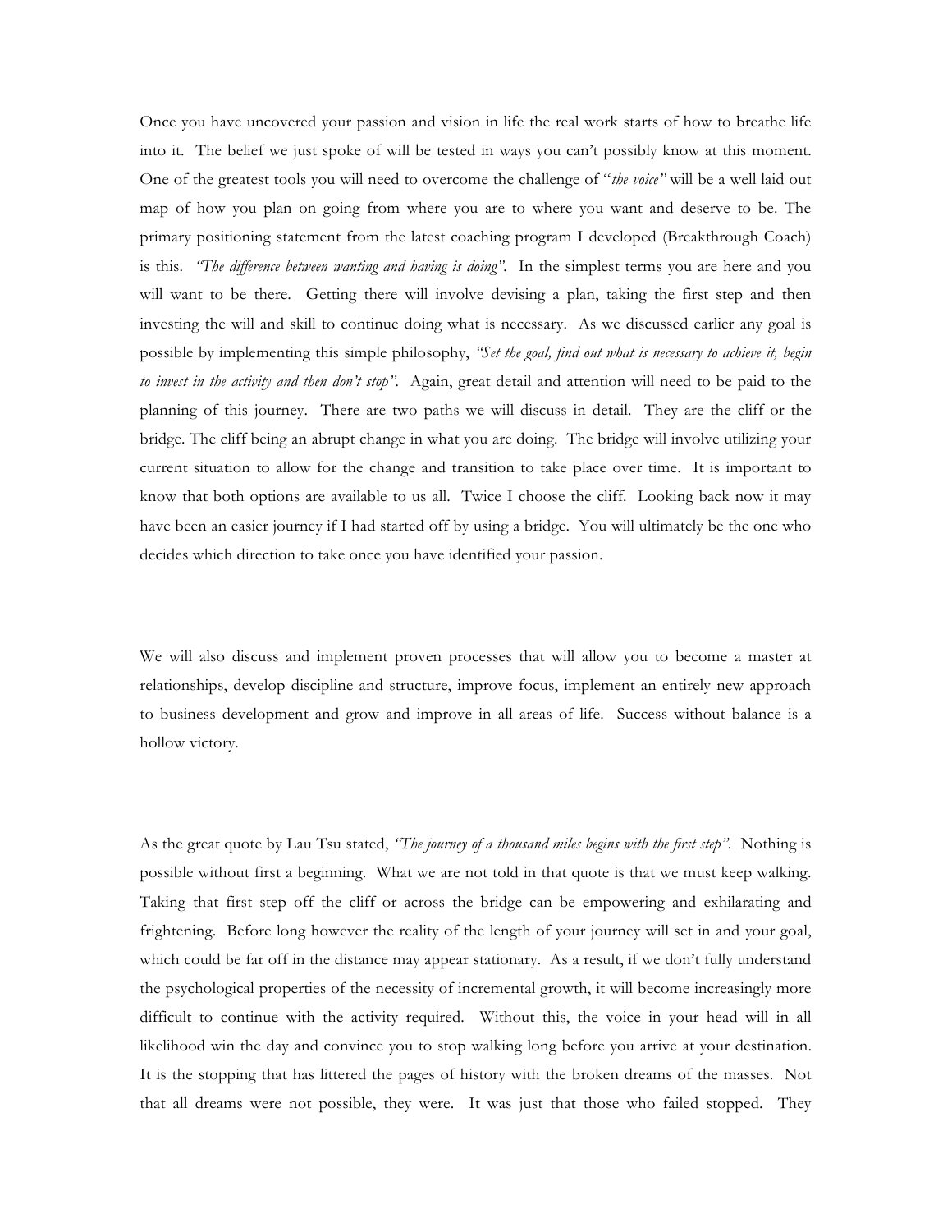Once you have uncovered your passion and vision in life the real work starts of how to breathe life into it. The belief we just spoke of will be tested in ways you can't possibly know at this moment. One of the greatest tools you will need to overcome the challenge of "*the voice"* will be a well laid out map of how you plan on going from where you are to where you want and deserve to be. The primary positioning statement from the latest coaching program I developed (Breakthrough Coach) is this. *"The difference between wanting and having is doing"*. In the simplest terms you are here and you will want to be there. Getting there will involve devising a plan, taking the first step and then investing the will and skill to continue doing what is necessary. As we discussed earlier any goal is possible by implementing this simple philosophy, *"Set the goal, find out what is necessary to achieve it, begin to invest in the activity and then don't stop"*. Again, great detail and attention will need to be paid to the planning of this journey. There are two paths we will discuss in detail. They are the cliff or the bridge. The cliff being an abrupt change in what you are doing. The bridge will involve utilizing your current situation to allow for the change and transition to take place over time. It is important to know that both options are available to us all. Twice I choose the cliff. Looking back now it may have been an easier journey if I had started off by using a bridge. You will ultimately be the one who decides which direction to take once you have identified your passion.

We will also discuss and implement proven processes that will allow you to become a master at relationships, develop discipline and structure, improve focus, implement an entirely new approach to business development and grow and improve in all areas of life. Success without balance is a hollow victory.

As the great quote by Lau Tsu stated, *"The journey of a thousand miles begins with the first step"*. Nothing is possible without first a beginning. What we are not told in that quote is that we must keep walking. Taking that first step off the cliff or across the bridge can be empowering and exhilarating and frightening. Before long however the reality of the length of your journey will set in and your goal, which could be far off in the distance may appear stationary. As a result, if we don't fully understand the psychological properties of the necessity of incremental growth, it will become increasingly more difficult to continue with the activity required. Without this, the voice in your head will in all likelihood win the day and convince you to stop walking long before you arrive at your destination. It is the stopping that has littered the pages of history with the broken dreams of the masses. Not that all dreams were not possible, they were. It was just that those who failed stopped. They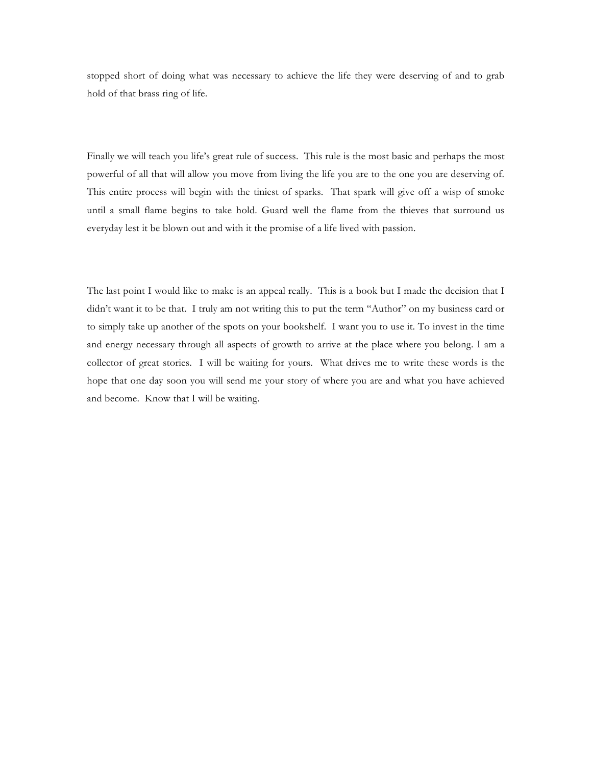stopped short of doing what was necessary to achieve the life they were deserving of and to grab hold of that brass ring of life.

Finally we will teach you life's great rule of success. This rule is the most basic and perhaps the most powerful of all that will allow you move from living the life you are to the one you are deserving of. This entire process will begin with the tiniest of sparks. That spark will give off a wisp of smoke until a small flame begins to take hold. Guard well the flame from the thieves that surround us everyday lest it be blown out and with it the promise of a life lived with passion.

The last point I would like to make is an appeal really. This is a book but I made the decision that I didn't want it to be that. I truly am not writing this to put the term "Author" on my business card or to simply take up another of the spots on your bookshelf. I want you to use it. To invest in the time and energy necessary through all aspects of growth to arrive at the place where you belong. I am a collector of great stories. I will be waiting for yours. What drives me to write these words is the hope that one day soon you will send me your story of where you are and what you have achieved and become. Know that I will be waiting.